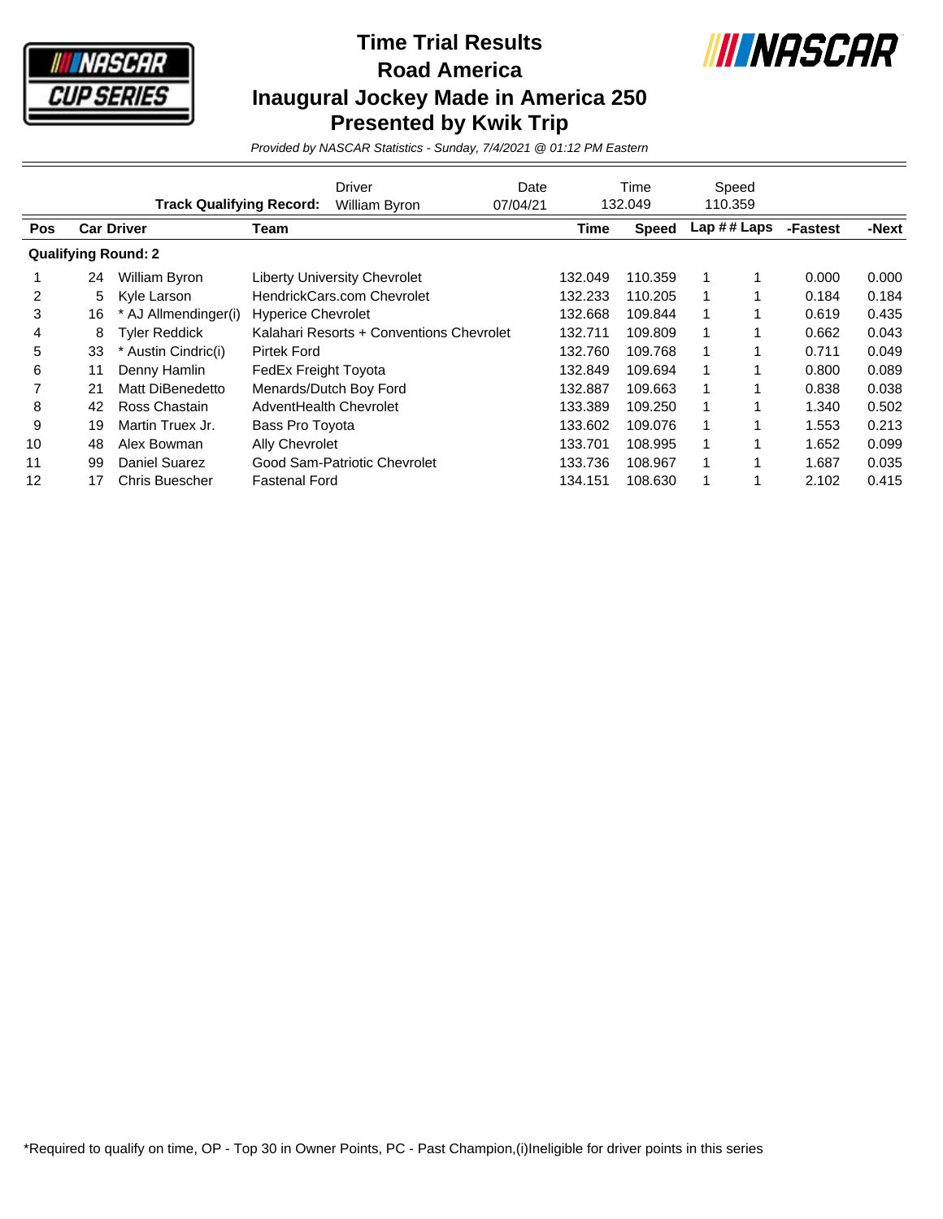# Time Trial Results
## Road America
## Inaugural Jockey Made in America 250
## Presented by Kwik Trip

*Provided by NASCAR Statistics - Sunday, 7/4/2021 @ 01:12 PM Eastern*

| | Driver | Date | Time | Speed |
|---|---|---|---|---|
| **Track Qualifying Record:** | William Byron | 07/04/21 | 132.049 | 110.359 |

| Pos | Car | Driver | Team | Time | Speed | Lap # | # Laps | -Fastest | -Next |
|---|---|---|---|---|---|---|---|---|---|
| **Qualifying Round: 2** | | | | | | | | | |
| 1 | 24 | William Byron | Liberty University Chevrolet | 132.049 | 110.359 | 1 | 1 | 0.000 | 0.000 |
| 2 | 5 | Kyle Larson | HendrickCars.com Chevrolet | 132.233 | 110.205 | 1 | 1 | 0.184 | 0.184 |
| 3 | 16 | * AJ Allmendinger(i) | Hyperice Chevrolet | 132.668 | 109.844 | 1 | 1 | 0.619 | 0.435 |
| 4 | 8 | Tyler Reddick | Kalahari Resorts + Conventions Chevrolet | 132.711 | 109.809 | 1 | 1 | 0.662 | 0.043 |
| 5 | 33 | * Austin Cindric(i) | Pirtek Ford | 132.760 | 109.768 | 1 | 1 | 0.711 | 0.049 |
| 6 | 11 | Denny Hamlin | FedEx Freight Toyota | 132.849 | 109.694 | 1 | 1 | 0.800 | 0.089 |
| 7 | 21 | Matt DiBenedetto | Menards/Dutch Boy Ford | 132.887 | 109.663 | 1 | 1 | 0.838 | 0.038 |
| 8 | 42 | Ross Chastain | AdventHealth Chevrolet | 133.389 | 109.250 | 1 | 1 | 1.340 | 0.502 |
| 9 | 19 | Martin Truex Jr. | Bass Pro Toyota | 133.602 | 109.076 | 1 | 1 | 1.553 | 0.213 |
| 10 | 48 | Alex Bowman | Ally Chevrolet | 133.701 | 108.995 | 1 | 1 | 1.652 | 0.099 |
| 11 | 99 | Daniel Suarez | Good Sam-Patriotic Chevrolet | 133.736 | 108.967 | 1 | 1 | 1.687 | 0.035 |
| 12 | 17 | Chris Buescher | Fastenal Ford | 134.151 | 108.630 | 1 | 1 | 2.102 | 0.415 |

*Required to qualify on time, OP - Top 30 in Owner Points, PC - Past Champion,(i)Ineligible for driver points in this series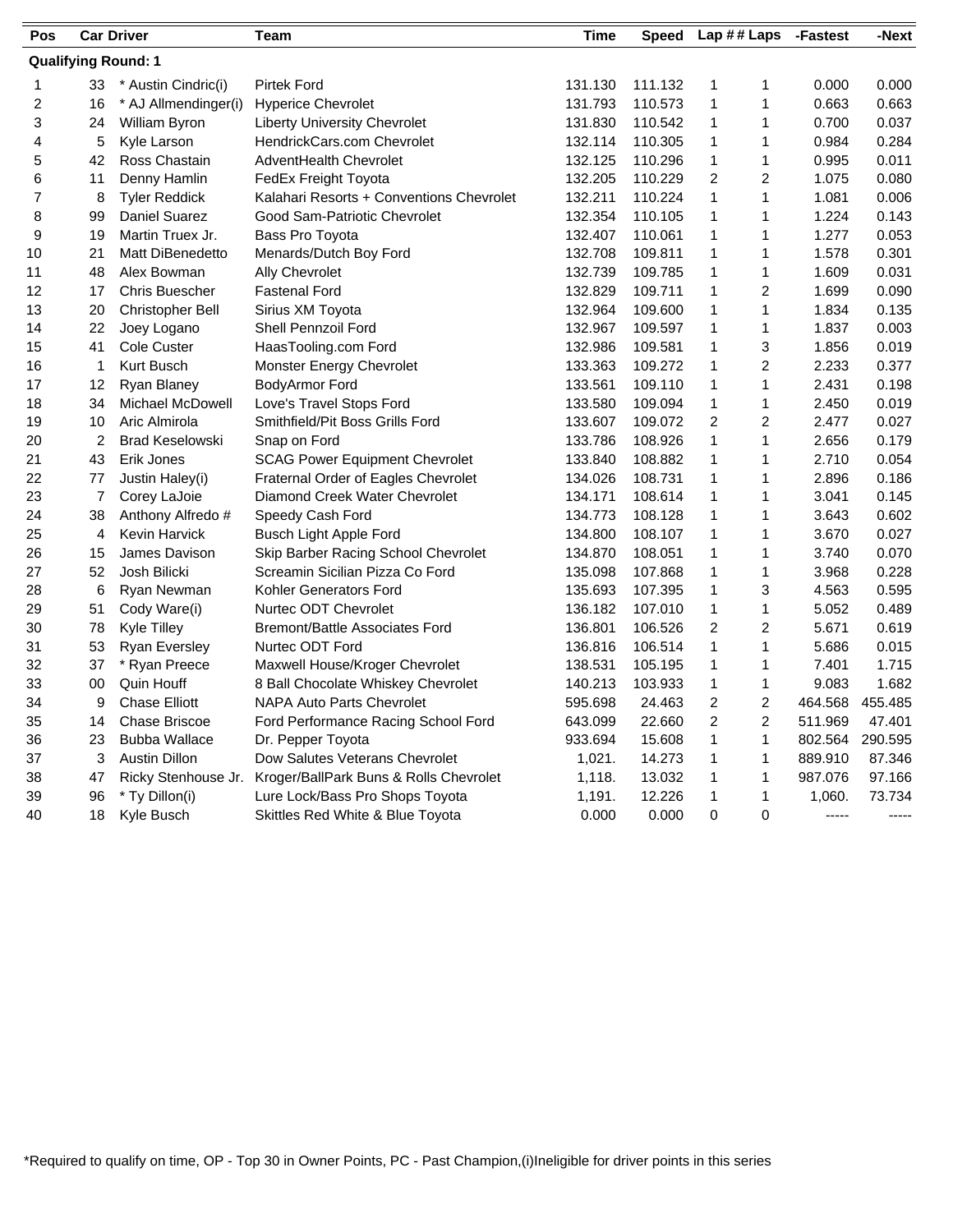| Pos | Car | Driver | Team | Time | Speed | Lap # | # Laps | -Fastest | -Next |
|---|---|---|---|---|---|---|---|---|---|
| **Qualifying Round: 1** | | | | | | | | | |
| 1 | 33 | * Austin Cindric(i) | Pirtek Ford | 131.130 | 111.132 | 1 | 1 | 0.000 | 0.000 |
| 2 | 16 | * AJ Allmendinger(i) | Hyperice Chevrolet | 131.793 | 110.573 | 1 | 1 | 0.663 | 0.663 |
| 3 | 24 | William Byron | Liberty University Chevrolet | 131.830 | 110.542 | 1 | 1 | 0.700 | 0.037 |
| 4 | 5 | Kyle Larson | HendrickCars.com Chevrolet | 132.114 | 110.305 | 1 | 1 | 0.984 | 0.284 |
| 5 | 42 | Ross Chastain | AdventHealth Chevrolet | 132.125 | 110.296 | 1 | 1 | 0.995 | 0.011 |
| 6 | 11 | Denny Hamlin | FedEx Freight Toyota | 132.205 | 110.229 | 2 | 2 | 1.075 | 0.080 |
| 7 | 8 | Tyler Reddick | Kalahari Resorts + Conventions Chevrolet | 132.211 | 110.224 | 1 | 1 | 1.081 | 0.006 |
| 8 | 99 | Daniel Suarez | Good Sam-Patriotic Chevrolet | 132.354 | 110.105 | 1 | 1 | 1.224 | 0.143 |
| 9 | 19 | Martin Truex Jr. | Bass Pro Toyota | 132.407 | 110.061 | 1 | 1 | 1.277 | 0.053 |
| 10 | 21 | Matt DiBenedetto | Menards/Dutch Boy Ford | 132.708 | 109.811 | 1 | 1 | 1.578 | 0.301 |
| 11 | 48 | Alex Bowman | Ally Chevrolet | 132.739 | 109.785 | 1 | 1 | 1.609 | 0.031 |
| 12 | 17 | Chris Buescher | Fastenal Ford | 132.829 | 109.711 | 1 | 2 | 1.699 | 0.090 |
| 13 | 20 | Christopher Bell | Sirius XM Toyota | 132.964 | 109.600 | 1 | 1 | 1.834 | 0.135 |
| 14 | 22 | Joey Logano | Shell Pennzoil Ford | 132.967 | 109.597 | 1 | 1 | 1.837 | 0.003 |
| 15 | 41 | Cole Custer | HaasTooling.com Ford | 132.986 | 109.581 | 1 | 3 | 1.856 | 0.019 |
| 16 | 1 | Kurt Busch | Monster Energy Chevrolet | 133.363 | 109.272 | 1 | 2 | 2.233 | 0.377 |
| 17 | 12 | Ryan Blaney | BodyArmor Ford | 133.561 | 109.110 | 1 | 1 | 2.431 | 0.198 |
| 18 | 34 | Michael McDowell | Love's Travel Stops Ford | 133.580 | 109.094 | 1 | 1 | 2.450 | 0.019 |
| 19 | 10 | Aric Almirola | Smithfield/Pit Boss Grills Ford | 133.607 | 109.072 | 2 | 2 | 2.477 | 0.027 |
| 20 | 2 | Brad Keselowski | Snap on Ford | 133.786 | 108.926 | 1 | 1 | 2.656 | 0.179 |
| 21 | 43 | Erik Jones | SCAG Power Equipment Chevrolet | 133.840 | 108.882 | 1 | 1 | 2.710 | 0.054 |
| 22 | 77 | Justin Haley(i) | Fraternal Order of Eagles Chevrolet | 134.026 | 108.731 | 1 | 1 | 2.896 | 0.186 |
| 23 | 7 | Corey LaJoie | Diamond Creek Water Chevrolet | 134.171 | 108.614 | 1 | 1 | 3.041 | 0.145 |
| 24 | 38 | Anthony Alfredo # | Speedy Cash Ford | 134.773 | 108.128 | 1 | 1 | 3.643 | 0.602 |
| 25 | 4 | Kevin Harvick | Busch Light Apple Ford | 134.800 | 108.107 | 1 | 1 | 3.670 | 0.027 |
| 26 | 15 | James Davison | Skip Barber Racing School Chevrolet | 134.870 | 108.051 | 1 | 1 | 3.740 | 0.070 |
| 27 | 52 | Josh Bilicki | Screamin Sicilian Pizza Co Ford | 135.098 | 107.868 | 1 | 1 | 3.968 | 0.228 |
| 28 | 6 | Ryan Newman | Kohler Generators Ford | 135.693 | 107.395 | 1 | 3 | 4.563 | 0.595 |
| 29 | 51 | Cody Ware(i) | Nurtec ODT Chevrolet | 136.182 | 107.010 | 1 | 1 | 5.052 | 0.489 |
| 30 | 78 | Kyle Tilley | Bremont/Battle Associates Ford | 136.801 | 106.526 | 2 | 2 | 5.671 | 0.619 |
| 31 | 53 | Ryan Eversley | Nurtec ODT Ford | 136.816 | 106.514 | 1 | 1 | 5.686 | 0.015 |
| 32 | 37 | * Ryan Preece | Maxwell House/Kroger Chevrolet | 138.531 | 105.195 | 1 | 1 | 7.401 | 1.715 |
| 33 | 00 | Quin Houff | 8 Ball Chocolate Whiskey Chevrolet | 140.213 | 103.933 | 1 | 1 | 9.083 | 1.682 |
| 34 | 9 | Chase Elliott | NAPA Auto Parts Chevrolet | 595.698 | 24.463 | 2 | 2 | 464.568 | 455.485 |
| 35 | 14 | Chase Briscoe | Ford Performance Racing School Ford | 643.099 | 22.660 | 2 | 2 | 511.969 | 47.401 |
| 36 | 23 | Bubba Wallace | Dr. Pepper Toyota | 933.694 | 15.608 | 1 | 1 | 802.564 | 290.595 |
| 37 | 3 | Austin Dillon | Dow Salutes Veterans Chevrolet | 1,021. | 14.273 | 1 | 1 | 889.910 | 87.346 |
| 38 | 47 | Ricky Stenhouse Jr. | Kroger/BallPark Buns & Rolls Chevrolet | 1,118. | 13.032 | 1 | 1 | 987.076 | 97.166 |
| 39 | 96 | * Ty Dillon(i) | Lure Lock/Bass Pro Shops Toyota | 1,191. | 12.226 | 1 | 1 | 1,060. | 73.734 |
| 40 | 18 | Kyle Busch | Skittles Red White & Blue Toyota | 0.000 | 0.000 | 0 | 0 | ----- | ----- |

*Required to qualify on time, OP - Top 30 in Owner Points, PC - Past Champion,(i)Ineligible for driver points in this series